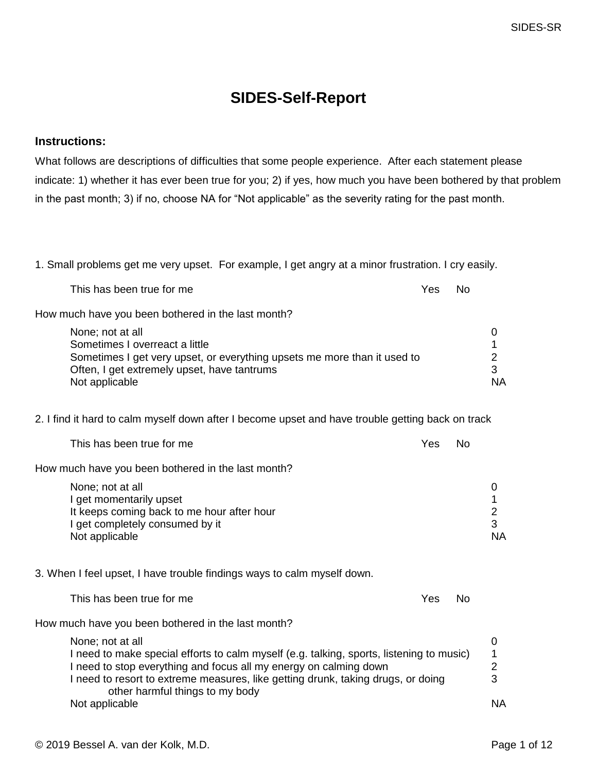# SIDES-Self-Report

**Instructions:**

What follows are descriptions of difficulties that some people experience. After each statement please indicate: 1) whether it has ever been true for you; 2) if yes, how much you have been bothered by that problem in the past month; 3) if no, choose NA for "Not applicable" as the severity rating for the past month.

1. Small problems get me very upset. For example, I get angry at a minor frustration. I cry easily.

| This has been true for me | Yes | No |
|---|---|---|

How much have you been bothered in the last month?

| | |
|---|---|
| None; not at all | 0 |
| Sometimes I overreact a little | 1 |
| Sometimes I get very upset, or everything upsets me more than it used to | 2 |
| Often, I get extremely upset, have tantrums | 3 |
| Not applicable | NA |

2. I find it hard to calm myself down after I become upset and have trouble getting back on track

| This has been true for me | Yes | No |
|---|---|---|

How much have you been bothered in the last month?

| | |
|---|---|
| None; not at all | 0 |
| I get momentarily upset | 1 |
| It keeps coming back to me hour after hour | 2 |
| I get completely consumed by it | 3 |
| Not applicable | NA |

3. When I feel upset, I have trouble findings ways to calm myself down.

| This has been true for me | Yes | No |
|---|---|---|

How much have you been bothered in the last month?

| | |
|---|---|
| None; not at all | 0 |
| I need to make special efforts to calm myself (e.g. talking, sports, listening to music) | 1 |
| I need to stop everything and focus all my energy on calming down | 2 |
| I need to resort to extreme measures, like getting drunk, taking drugs, or doing other harmful things to my body | 3 |
| Not applicable | NA |

© 2019 Bessel A. van der Kolk, M.D.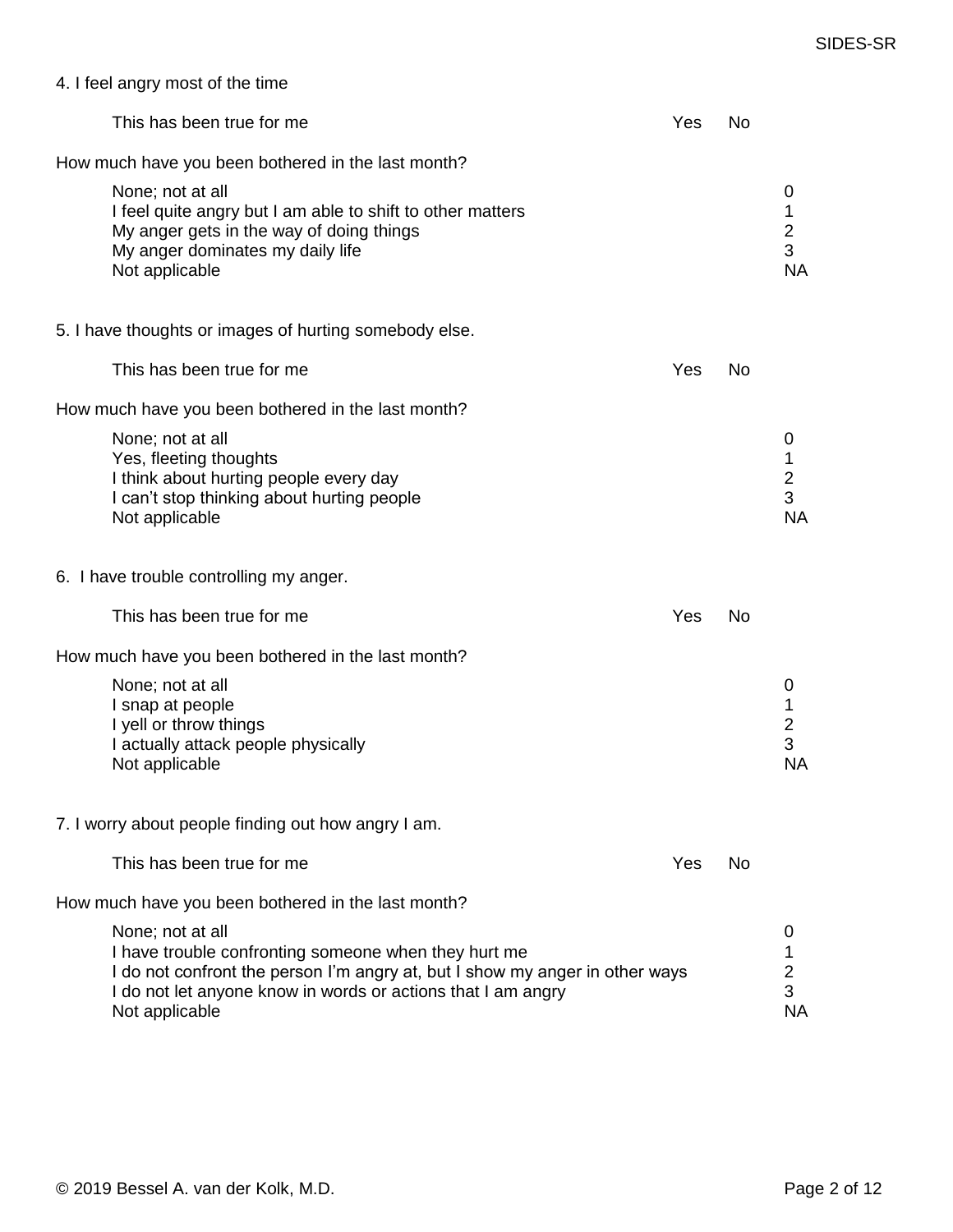4. I feel angry most of the time

| This has been true for me | Yes | No |
|---|---|---|

How much have you been bothered in the last month?

| | |
|---|---|
| None; not at all | 0 |
| I feel quite angry but I am able to shift to other matters | 1 |
| My anger gets in the way of doing things | 2 |
| My anger dominates my daily life | 3 |
| Not applicable | NA |

5. I have thoughts or images of hurting somebody else.

| This has been true for me | Yes | No |
|---|---|---|

How much have you been bothered in the last month?

| | |
|---|---|
| None; not at all | 0 |
| Yes, fleeting thoughts | 1 |
| I think about hurting people every day | 2 |
| I can't stop thinking about hurting people | 3 |
| Not applicable | NA |

6. I have trouble controlling my anger.

| This has been true for me | Yes | No |
|---|---|---|

How much have you been bothered in the last month?

| | |
|---|---|
| None; not at all | 0 |
| I snap at people | 1 |
| I yell or throw things | 2 |
| I actually attack people physically | 3 |
| Not applicable | NA |

7. I worry about people finding out how angry I am.

| This has been true for me | Yes | No |
|---|---|---|

How much have you been bothered in the last month?

| | |
|---|---|
| None; not at all | 0 |
| I have trouble confronting someone when they hurt me | 1 |
| I do not confront the person I'm angry at, but I show my anger in other ways | 2 |
| I do not let anyone know in words or actions that I am angry | 3 |
| Not applicable | NA |

© 2019 Bessel A. van der Kolk, M.D.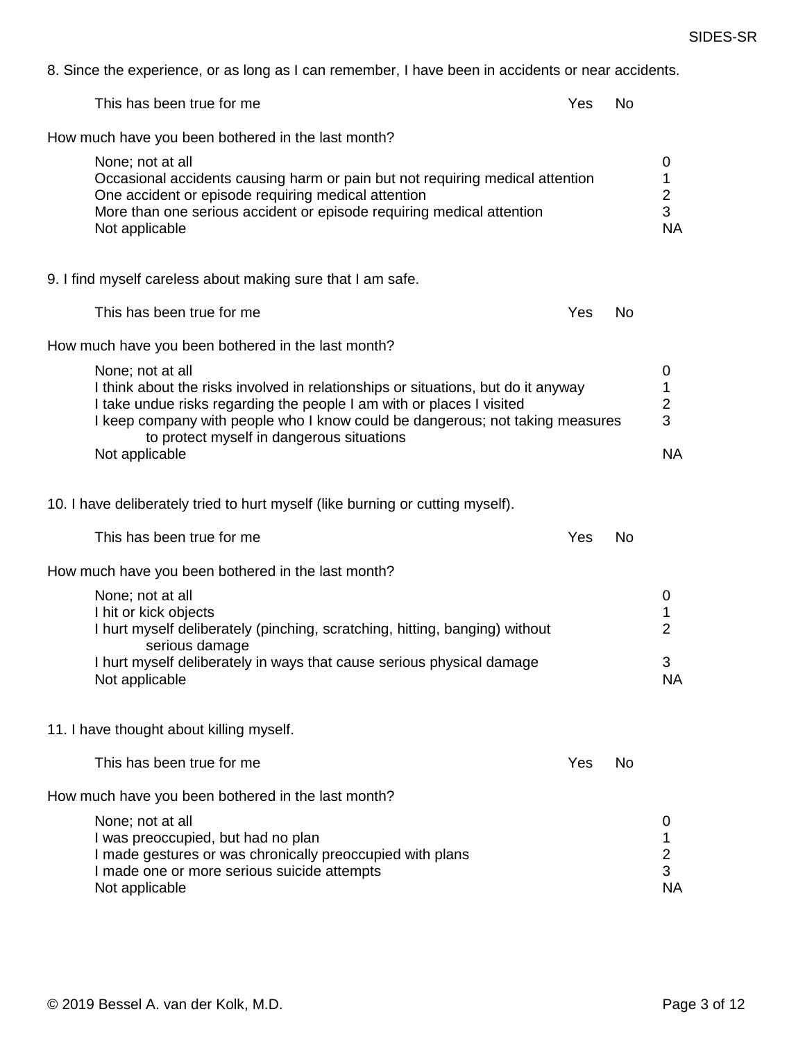8. Since the experience, or as long as I can remember, I have been in accidents or near accidents.

| | | |
|---|---|---|
| This has been true for me | Yes | No |

How much have you been bothered in the last month?

| | |
|---|---|
| None; not at all | 0 |
| Occasional accidents causing harm or pain but not requiring medical attention | 1 |
| One accident or episode requiring medical attention | 2 |
| More than one serious accident or episode requiring medical attention | 3 |
| Not applicable | NA |

9. I find myself careless about making sure that I am safe.

| | | |
|---|---|---|
| This has been true for me | Yes | No |

How much have you been bothered in the last month?

| | |
|---|---|
| None; not at all | 0 |
| I think about the risks involved in relationships or situations, but do it anyway | 1 |
| I take undue risks regarding the people I am with or places I visited | 2 |
| I keep company with people who I know could be dangerous; not taking measures to protect myself in dangerous situations | 3 |
| Not applicable | NA |

10. I have deliberately tried to hurt myself (like burning or cutting myself).

| | | |
|---|---|---|
| This has been true for me | Yes | No |

How much have you been bothered in the last month?

| | |
|---|---|
| None; not at all | 0 |
| I hit or kick objects | 1 |
| I hurt myself deliberately (pinching, scratching, hitting, banging) without serious damage | 2 |
| I hurt myself deliberately in ways that cause serious physical damage | 3 |
| Not applicable | NA |

11. I have thought about killing myself.

| | | |
|---|---|---|
| This has been true for me | Yes | No |

How much have you been bothered in the last month?

| | |
|---|---|
| None; not at all | 0 |
| I was preoccupied, but had no plan | 1 |
| I made gestures or was chronically preoccupied with plans | 2 |
| I made one or more serious suicide attempts | 3 |
| Not applicable | NA |

© 2019 Bessel A. van der Kolk, M.D.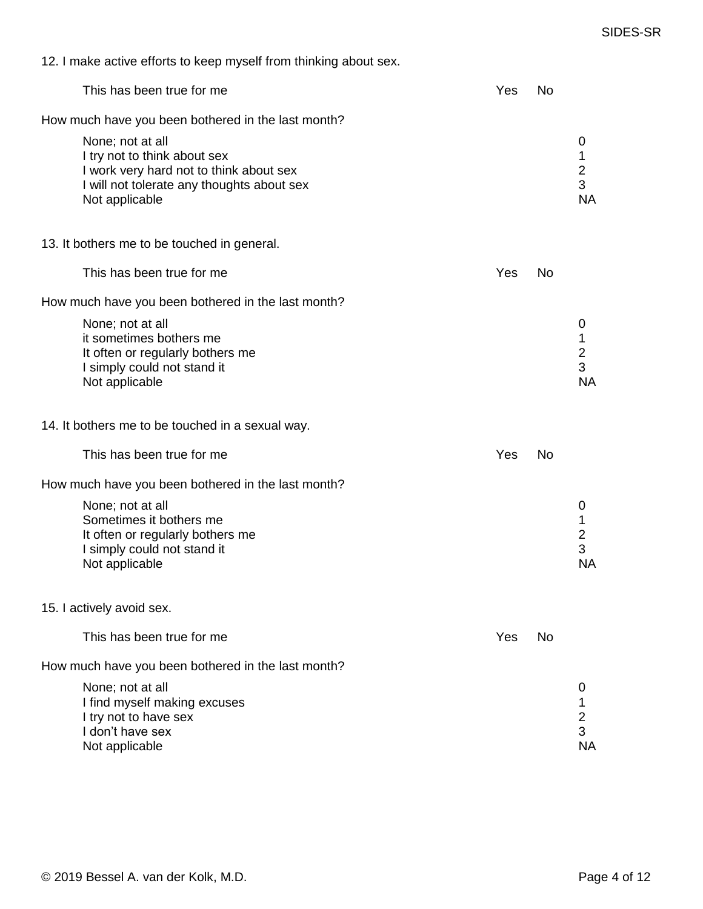12. I make active efforts to keep myself from thinking about sex.

| This has been true for me | Yes | No |
|---|---|---|

How much have you been bothered in the last month?

| | |
|---|---|
| None; not at all | 0 |
| I try not to think about sex | 1 |
| I work very hard not to think about sex | 2 |
| I will not tolerate any thoughts about sex | 3 |
| Not applicable | NA |

13. It bothers me to be touched in general.

| This has been true for me | Yes | No |
|---|---|---|

How much have you been bothered in the last month?

| | |
|---|---|
| None; not at all | 0 |
| it sometimes bothers me | 1 |
| It often or regularly bothers me | 2 |
| I simply could not stand it | 3 |
| Not applicable | NA |

14. It bothers me to be touched in a sexual way.

| This has been true for me | Yes | No |
|---|---|---|

How much have you been bothered in the last month?

| | |
|---|---|
| None; not at all | 0 |
| Sometimes it bothers me | 1 |
| It often or regularly bothers me | 2 |
| I simply could not stand it | 3 |
| Not applicable | NA |

15. I actively avoid sex.

| This has been true for me | Yes | No |
|---|---|---|

How much have you been bothered in the last month?

| | |
|---|---|
| None; not at all | 0 |
| I find myself making excuses | 1 |
| I try not to have sex | 2 |
| I don’t have sex | 3 |
| Not applicable | NA |

© 2019 Bessel A. van der Kolk, M.D.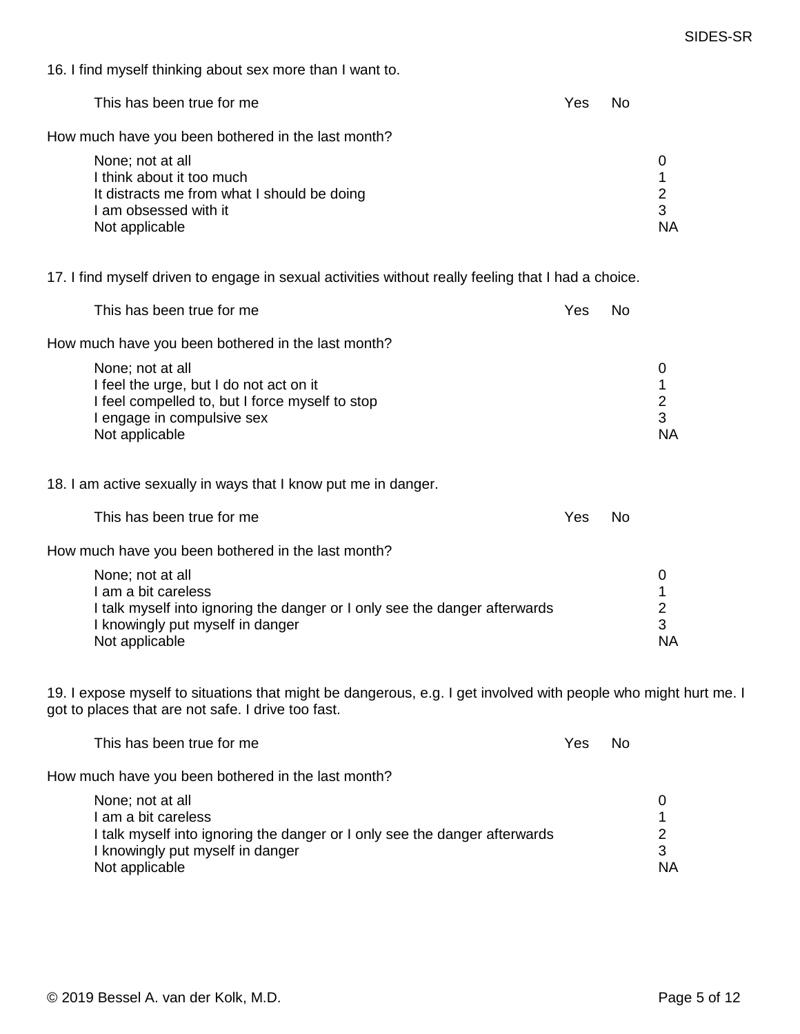16. I find myself thinking about sex more than I want to.

| | Yes | No |
|---|---|---|
| This has been true for me | Yes | No |

How much have you been bothered in the last month?

| | |
|---|---|
| None; not at all | 0 |
| I think about it too much | 1 |
| It distracts me from what I should be doing | 2 |
| I am obsessed with it | 3 |
| Not applicable | NA |

17. I find myself driven to engage in sexual activities without really feeling that I had a choice.

| | Yes | No |
|---|---|---|
| This has been true for me | Yes | No |

How much have you been bothered in the last month?

| | |
|---|---|
| None; not at all | 0 |
| I feel the urge, but I do not act on it | 1 |
| I feel compelled to, but I force myself to stop | 2 |
| I engage in compulsive sex | 3 |
| Not applicable | NA |

18. I am active sexually in ways that I know put me in danger.

| | Yes | No |
|---|---|---|
| This has been true for me | Yes | No |

How much have you been bothered in the last month?

| | |
|---|---|
| None; not at all | 0 |
| I am a bit careless | 1 |
| I talk myself into ignoring the danger or I only see the danger afterwards | 2 |
| I knowingly put myself in danger | 3 |
| Not applicable | NA |

19. I expose myself to situations that might be dangerous, e.g. I get involved with people who might hurt me. I got to places that are not safe. I drive too fast.

| | Yes | No |
|---|---|---|
| This has been true for me | Yes | No |

How much have you been bothered in the last month?

| | |
|---|---|
| None; not at all | 0 |
| I am a bit careless | 1 |
| I talk myself into ignoring the danger or I only see the danger afterwards | 2 |
| I knowingly put myself in danger | 3 |
| Not applicable | NA |

© 2019 Bessel A. van der Kolk, M.D.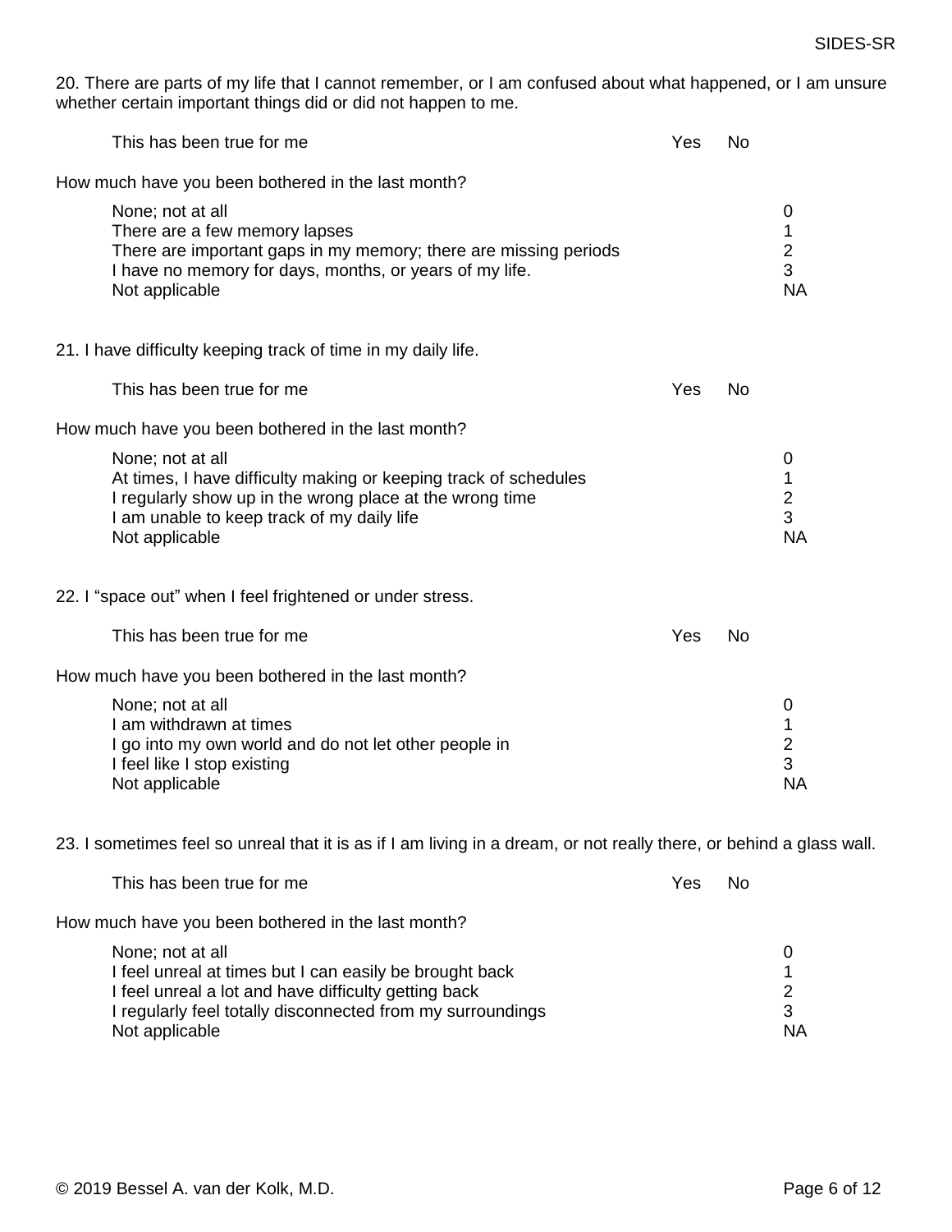20. There are parts of my life that I cannot remember, or I am confused about what happened, or I am unsure whether certain important things did or did not happen to me.

| This has been true for me | Yes | No |
|---|---|---|

How much have you been bothered in the last month?

| | |
|---|---|
| None; not at all | 0 |
| There are a few memory lapses | 1 |
| There are important gaps in my memory; there are missing periods | 2 |
| I have no memory for days, months, or years of my life. | 3 |
| Not applicable | NA |

21. I have difficulty keeping track of time in my daily life.

| This has been true for me | Yes | No |
|---|---|---|

How much have you been bothered in the last month?

| | |
|---|---|
| None; not at all | 0 |
| At times, I have difficulty making or keeping track of schedules | 1 |
| I regularly show up in the wrong place at the wrong time | 2 |
| I am unable to keep track of my daily life | 3 |
| Not applicable | NA |

22. I “space out” when I feel frightened or under stress.

| This has been true for me | Yes | No |
|---|---|---|

How much have you been bothered in the last month?

| | |
|---|---|
| None; not at all | 0 |
| I am withdrawn at times | 1 |
| I go into my own world and do not let other people in | 2 |
| I feel like I stop existing | 3 |
| Not applicable | NA |

23. I sometimes feel so unreal that it is as if I am living in a dream, or not really there, or behind a glass wall.

| This has been true for me | Yes | No |
|---|---|---|

How much have you been bothered in the last month?

| | |
|---|---|
| None; not at all | 0 |
| I feel unreal at times but I can easily be brought back | 1 |
| I feel unreal a lot and have difficulty getting back | 2 |
| I regularly feel totally disconnected from my surroundings | 3 |
| Not applicable | NA |

© 2019 Bessel A. van der Kolk, M.D.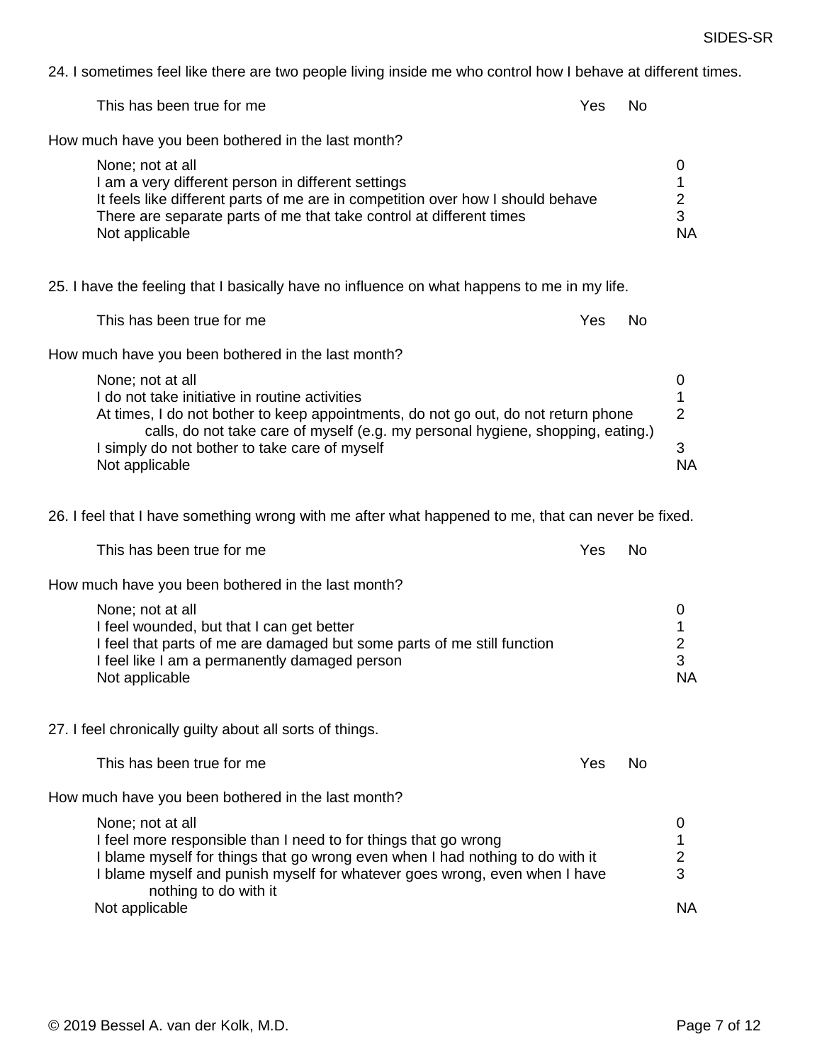24. I sometimes feel like there are two people living inside me who control how I behave at different times.

| This has been true for me | Yes | No |
|---|---|---|

How much have you been bothered in the last month?

| | |
|---|---|
| None; not at all | 0 |
| I am a very different person in different settings | 1 |
| It feels like different parts of me are in competition over how I should behave | 2 |
| There are separate parts of me that take control at different times | 3 |
| Not applicable | NA |

25. I have the feeling that I basically have no influence on what happens to me in my life.

| This has been true for me | Yes | No |
|---|---|---|

How much have you been bothered in the last month?

| | |
|---|---|
| None; not at all | 0 |
| I do not take initiative in routine activities | 1 |
| At times, I do not bother to keep appointments, do not go out, do not return phone calls, do not take care of myself (e.g. my personal hygiene, shopping, eating.) | 2 |
| I simply do not bother to take care of myself | 3 |
| Not applicable | NA |

26. I feel that I have something wrong with me after what happened to me, that can never be fixed.

| This has been true for me | Yes | No |
|---|---|---|

How much have you been bothered in the last month?

| | |
|---|---|
| None; not at all | 0 |
| I feel wounded, but that I can get better | 1 |
| I feel that parts of me are damaged but some parts of me still function | 2 |
| I feel like I am a permanently damaged person | 3 |
| Not applicable | NA |

27. I feel chronically guilty about all sorts of things.

| This has been true for me | Yes | No |
|---|---|---|

How much have you been bothered in the last month?

| | |
|---|---|
| None; not at all | 0 |
| I feel more responsible than I need to for things that go wrong | 1 |
| I blame myself for things that go wrong even when I had nothing to do with it | 2 |
| I blame myself and punish myself for whatever goes wrong, even when I have nothing to do with it | 3 |
| Not applicable | NA |

© 2019 Bessel A. van der Kolk, M.D.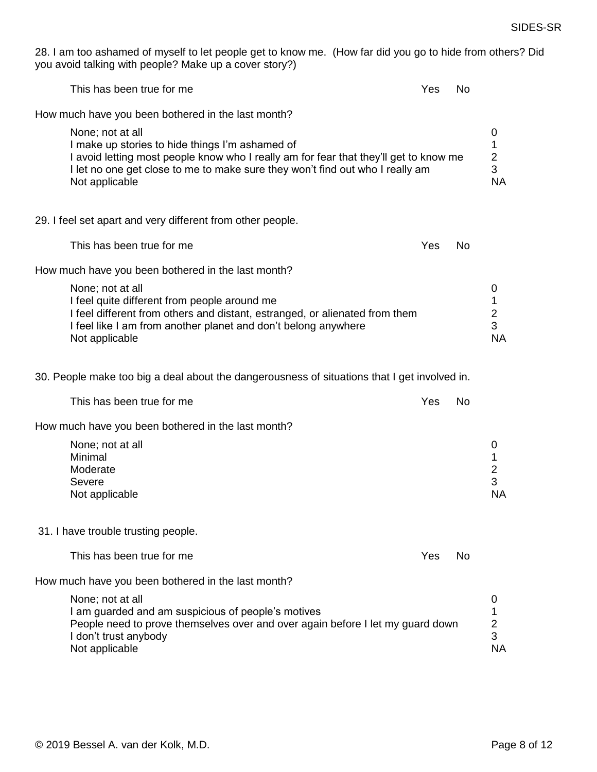28. I am too ashamed of myself to let people get to know me. (How far did you go to hide from others? Did you avoid talking with people? Make up a cover story?)

| This has been true for me | Yes | No |
|---|---|---|

How much have you been bothered in the last month?

| | |
|---|---|
| None; not at all | 0 |
| I make up stories to hide things I'm ashamed of | 1 |
| I avoid letting most people know who I really am for fear that they'll get to know me | 2 |
| I let no one get close to me to make sure they won't find out who I really am | 3 |
| Not applicable | NA |

29. I feel set apart and very different from other people.

| This has been true for me | Yes | No |
|---|---|---|

How much have you been bothered in the last month?

| | |
|---|---|
| None; not at all | 0 |
| I feel quite different from people around me | 1 |
| I feel different from others and distant, estranged, or alienated from them | 2 |
| I feel like I am from another planet and don't belong anywhere | 3 |
| Not applicable | NA |

30. People make too big a deal about the dangerousness of situations that I get involved in.

| This has been true for me | Yes | No |
|---|---|---|

How much have you been bothered in the last month?

| | |
|---|---|
| None; not at all | 0 |
| Minimal | 1 |
| Moderate | 2 |
| Severe | 3 |
| Not applicable | NA |

31. I have trouble trusting people.

| This has been true for me | Yes | No |
|---|---|---|

How much have you been bothered in the last month?

| | |
|---|---|
| None; not at all | 0 |
| I am guarded and am suspicious of people's motives | 1 |
| People need to prove themselves over and over again before I let my guard down | 2 |
| I don't trust anybody | 3 |
| Not applicable | NA |

© 2019 Bessel A. van der Kolk, M.D.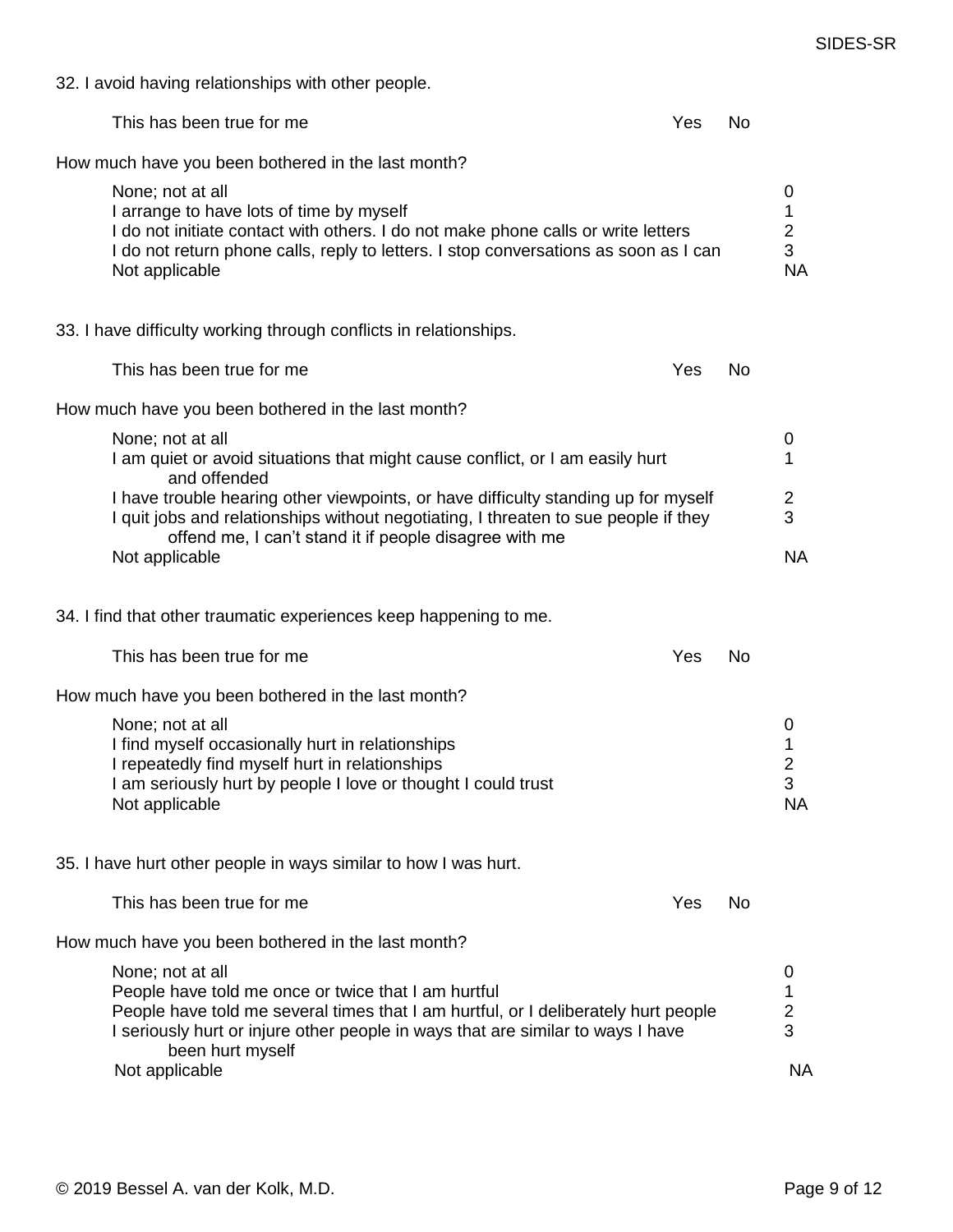32. I avoid having relationships with other people.

| This has been true for me | Yes | No |
|---|---|---|

How much have you been bothered in the last month?

| | |
|---|---|
| None; not at all | 0 |
| I arrange to have lots of time by myself | 1 |
| I do not initiate contact with others. I do not make phone calls or write letters | 2 |
| I do not return phone calls, reply to letters. I stop conversations as soon as I can | 3 |
| Not applicable | NA |

33. I have difficulty working through conflicts in relationships.

| This has been true for me | Yes | No |
|---|---|---|

How much have you been bothered in the last month?

| | |
|---|---|
| None; not at all | 0 |
| I am quiet or avoid situations that might cause conflict, or I am easily hurt and offended | 1 |
| I have trouble hearing other viewpoints, or have difficulty standing up for myself | 2 |
| I quit jobs and relationships without negotiating, I threaten to sue people if they offend me, I can't stand it if people disagree with me | 3 |
| Not applicable | NA |

34. I find that other traumatic experiences keep happening to me.

| This has been true for me | Yes | No |
|---|---|---|

How much have you been bothered in the last month?

| | |
|---|---|
| None; not at all | 0 |
| I find myself occasionally hurt in relationships | 1 |
| I repeatedly find myself hurt in relationships | 2 |
| I am seriously hurt by people I love or thought I could trust | 3 |
| Not applicable | NA |

35. I have hurt other people in ways similar to how I was hurt.

| This has been true for me | Yes | No |
|---|---|---|

How much have you been bothered in the last month?

| | |
|---|---|
| None; not at all | 0 |
| People have told me once or twice that I am hurtful | 1 |
| People have told me several times that I am hurtful, or I deliberately hurt people | 2 |
| I seriously hurt or injure other people in ways that are similar to ways I have been hurt myself | 3 |
| Not applicable | NA |

© 2019 Bessel A. van der Kolk, M.D.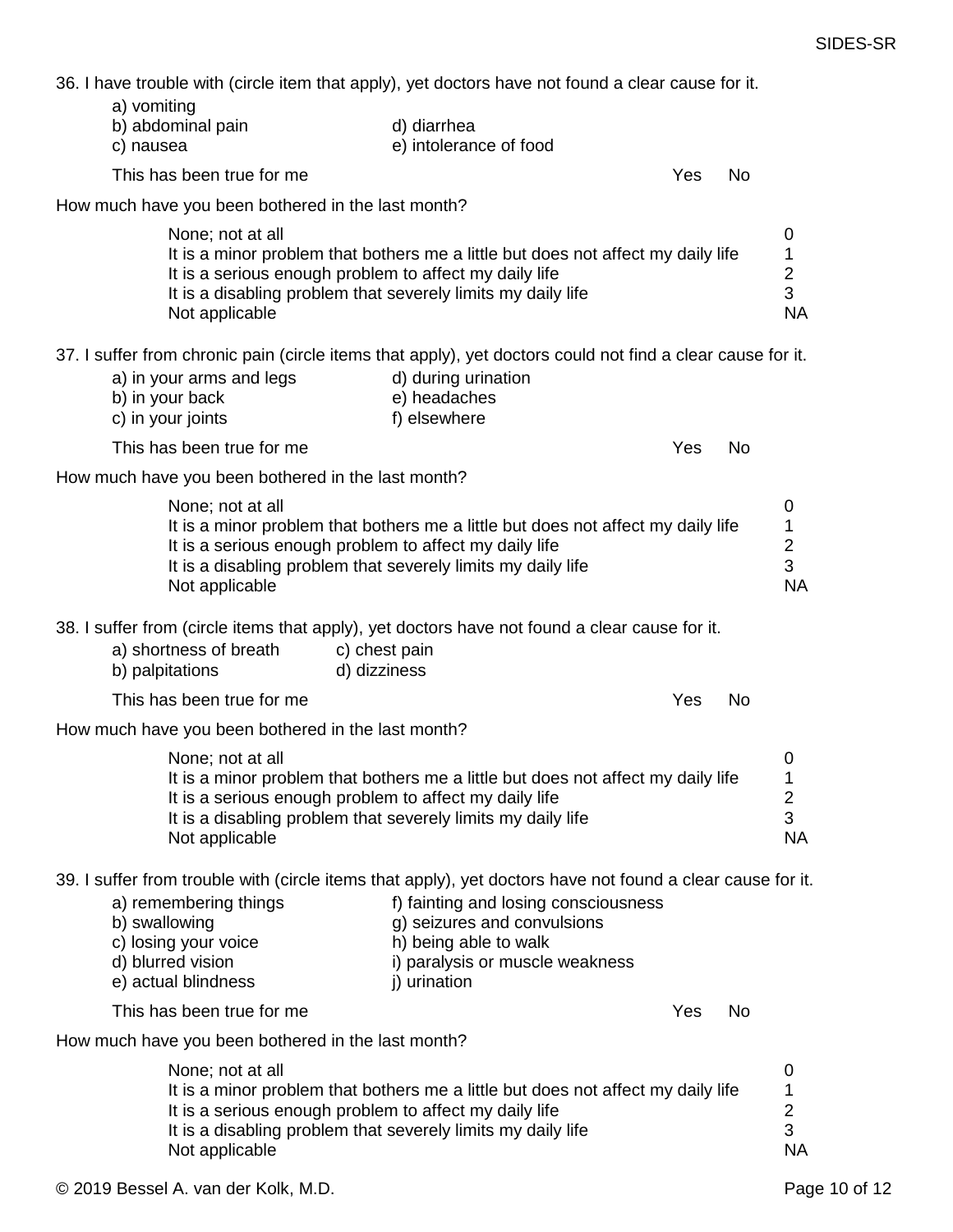36. I have trouble with (circle item that apply), yet doctors have not found a clear cause for it.

a) vomiting
b) abdominal pain
c) nausea
d) diarrhea
e) intolerance of food

This has been true for me — Yes No

How much have you been bothered in the last month?

| | |
|---|---|
| None; not at all | 0 |
| It is a minor problem that bothers me a little but does not affect my daily life | 1 |
| It is a serious enough problem to affect my daily life | 2 |
| It is a disabling problem that severely limits my daily life | 3 |
| Not applicable | NA |

37. I suffer from chronic pain (circle items that apply), yet doctors could not find a clear cause for it.

a) in your arms and legs
b) in your back
c) in your joints
d) during urination
e) headaches
f) elsewhere

This has been true for me — Yes No

How much have you been bothered in the last month?

| | |
|---|---|
| None; not at all | 0 |
| It is a minor problem that bothers me a little but does not affect my daily life | 1 |
| It is a serious enough problem to affect my daily life | 2 |
| It is a disabling problem that severely limits my daily life | 3 |
| Not applicable | NA |

38. I suffer from (circle items that apply), yet doctors have not found a clear cause for it.

a) shortness of breath
b) palpitations
c) chest pain
d) dizziness

This has been true for me — Yes No

How much have you been bothered in the last month?

| | |
|---|---|
| None; not at all | 0 |
| It is a minor problem that bothers me a little but does not affect my daily life | 1 |
| It is a serious enough problem to affect my daily life | 2 |
| It is a disabling problem that severely limits my daily life | 3 |
| Not applicable | NA |

39. I suffer from trouble with (circle items that apply), yet doctors have not found a clear cause for it.

a) remembering things
b) swallowing
c) losing your voice
d) blurred vision
e) actual blindness
f) fainting and losing consciousness
g) seizures and convulsions
h) being able to walk
i) paralysis or muscle weakness
j) urination

This has been true for me — Yes No

How much have you been bothered in the last month?

| | |
|---|---|
| None; not at all | 0 |
| It is a minor problem that bothers me a little but does not affect my daily life | 1 |
| It is a serious enough problem to affect my daily life | 2 |
| It is a disabling problem that severely limits my daily life | 3 |
| Not applicable | NA |

© 2019 Bessel A. van der Kolk, M.D.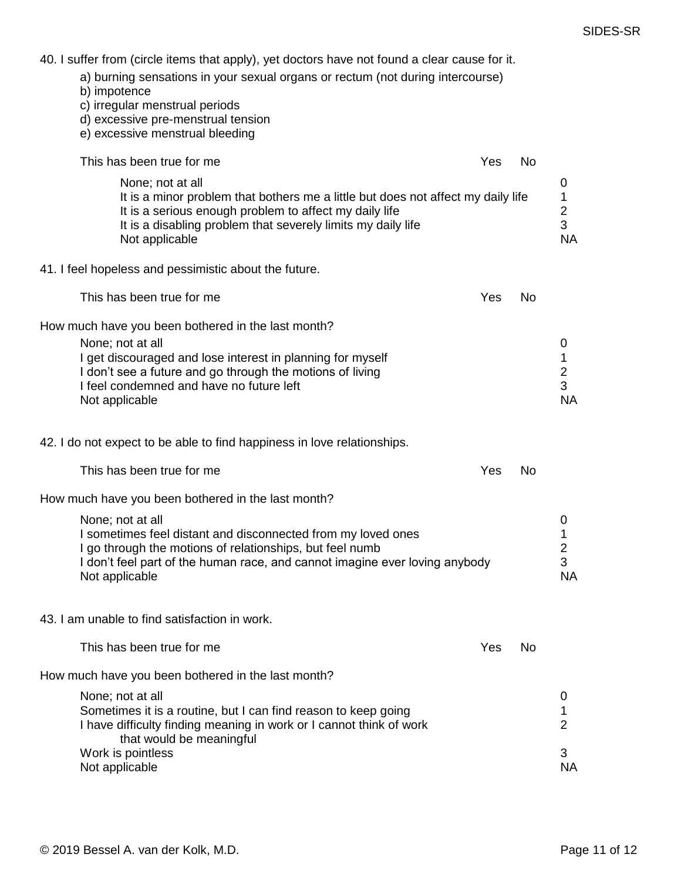40. I suffer from (circle items that apply), yet doctors have not found a clear cause for it.

a) burning sensations in your sexual organs or rectum (not during intercourse)
b) impotence
c) irregular menstrual periods
d) excessive pre-menstrual tension
e) excessive menstrual bleeding

This has been true for me Yes No

| | |
|---|---|
| None; not at all | 0 |
| It is a minor problem that bothers me a little but does not affect my daily life | 1 |
| It is a serious enough problem to affect my daily life | 2 |
| It is a disabling problem that severely limits my daily life | 3 |
| Not applicable | NA |

41. I feel hopeless and pessimistic about the future.

This has been true for me Yes No

How much have you been bothered in the last month?

| | |
|---|---|
| None; not at all | 0 |
| I get discouraged and lose interest in planning for myself | 1 |
| I don't see a future and go through the motions of living | 2 |
| I feel condemned and have no future left | 3 |
| Not applicable | NA |

42. I do not expect to be able to find happiness in love relationships.

This has been true for me Yes No

How much have you been bothered in the last month?

| | |
|---|---|
| None; not at all | 0 |
| I sometimes feel distant and disconnected from my loved ones | 1 |
| I go through the motions of relationships, but feel numb | 2 |
| I don't feel part of the human race, and cannot imagine ever loving anybody | 3 |
| Not applicable | NA |

43. I am unable to find satisfaction in work.

This has been true for me Yes No

How much have you been bothered in the last month?

| | |
|---|---|
| None; not at all | 0 |
| Sometimes it is a routine, but I can find reason to keep going | 1 |
| I have difficulty finding meaning in work or I cannot think of work that would be meaningful | 2 |
| Work is pointless | 3 |
| Not applicable | NA |

© 2019 Bessel A. van der Kolk, M.D.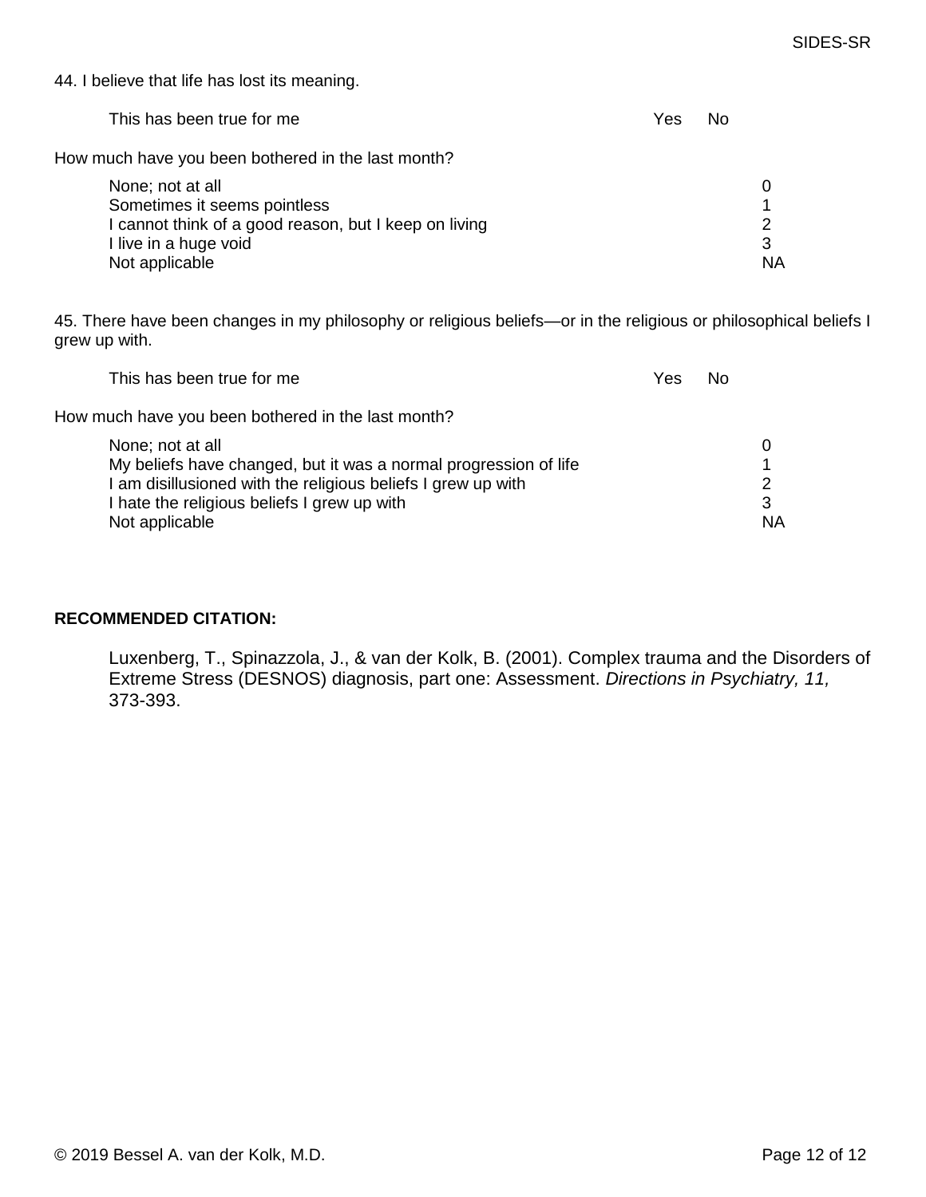44. I believe that life has lost its meaning.

| | | |
|---|---|---|
| This has been true for me | Yes | No |

How much have you been bothered in the last month?

| | |
|---|---|
| None; not at all | 0 |
| Sometimes it seems pointless | 1 |
| I cannot think of a good reason, but I keep on living | 2 |
| I live in a huge void | 3 |
| Not applicable | NA |

45. There have been changes in my philosophy or religious beliefs—or in the religious or philosophical beliefs I grew up with.

| | | |
|---|---|---|
| This has been true for me | Yes | No |

How much have you been bothered in the last month?

| | |
|---|---|
| None; not at all | 0 |
| My beliefs have changed, but it was a normal progression of life | 1 |
| I am disillusioned with the religious beliefs I grew up with | 2 |
| I hate the religious beliefs I grew up with | 3 |
| Not applicable | NA |

**RECOMMENDED CITATION:**

Luxenberg, T., Spinazzola, J., & van der Kolk, B. (2001). Complex trauma and the Disorders of Extreme Stress (DESNOS) diagnosis, part one: Assessment. *Directions in Psychiatry, 11,* 373-393.

© 2019 Bessel A. van der Kolk, M.D.